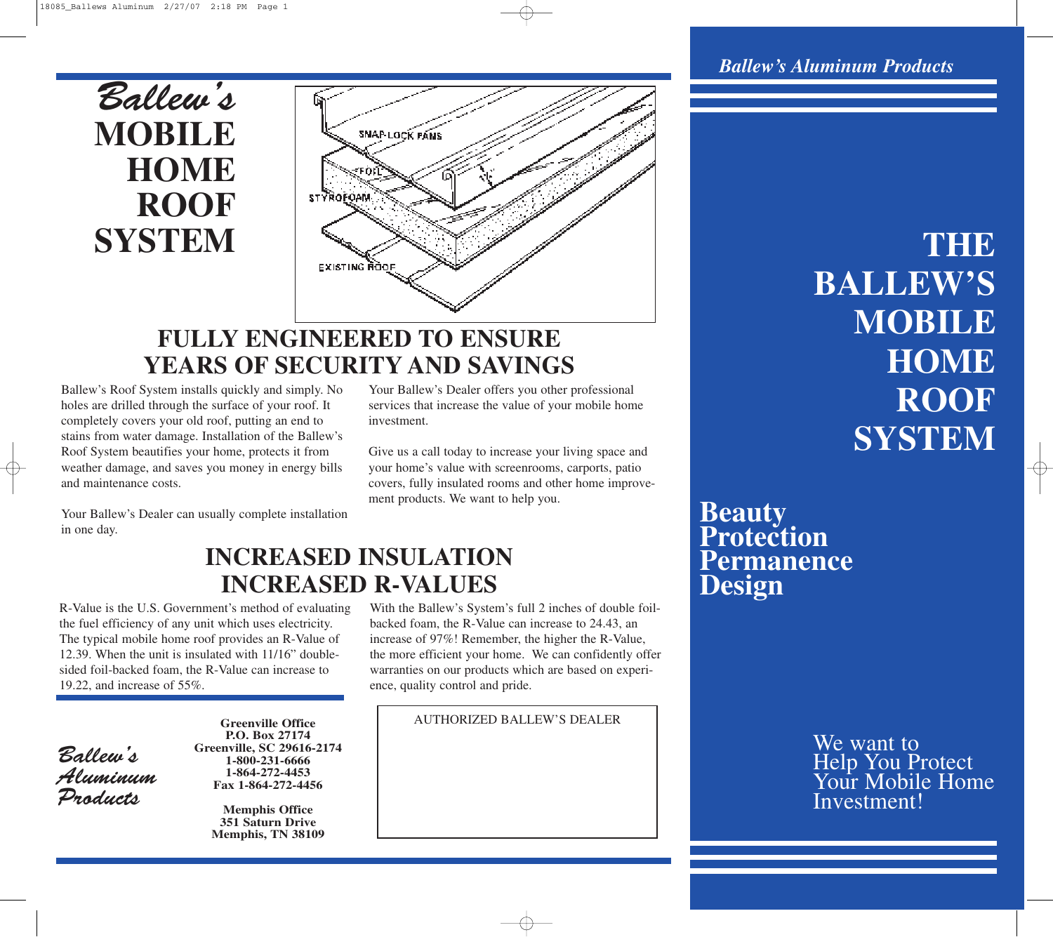# Ballew's MOBILE HOME ROOF SYSTEM

SNAP-LOCK PANS
FOIL
STYROFOAM
EXISTING ROOF

## FULLY ENGINEERED TO ENSURE YEARS OF SECURITY AND SAVINGS

Ballew's Roof System installs quickly and simply. No holes are drilled through the surface of your roof. It completely covers your old roof, putting an end to stains from water damage. Installation of the Ballew's Roof System beautifies your home, protects it from weather damage, and saves you money in energy bills and maintenance costs.

Your Ballew's Dealer can usually complete installation in one day.

Your Ballew's Dealer offers you other professional services that increase the value of your mobile home investment.

Give us a call today to increase your living space and your home's value with screenrooms, carports, patio covers, fully insulated rooms and other home improvement products. We want to help you.

## INCREASED INSULATION INCREASED R-VALUES

R-Value is the U.S. Government's method of evaluating the fuel efficiency of any unit which uses electricity. The typical mobile home roof provides an R-Value of 12.39. When the unit is insulated with 11/16" double-sided foil-backed foam, the R-Value can increase to 19.22, and increase of 55%.

With the Ballew's System's full 2 inches of double foil-backed foam, the R-Value can increase to 24.43, an increase of 97%! Remember, the higher the R-Value, the more efficient your home. We can confidently offer warranties on our products which are based on experience, quality control and pride.

*Ballew's Aluminum Products*

**Greenville Office**
**P.O. Box 27174**
**Greenville, SC 29616-2174**
**1-800-231-6666**
**1-864-272-4453**
**Fax 1-864-272-4456**

**Memphis Office**
**351 Saturn Drive**
**Memphis, TN 38109**

AUTHORIZED BALLEW'S DEALER

*Ballew's Aluminum Products*

# THE BALLEW'S MOBILE HOME ROOF SYSTEM

**Beauty**
**Protection**
**Permanence**
**Design**

We want to Help You Protect Your Mobile Home Investment!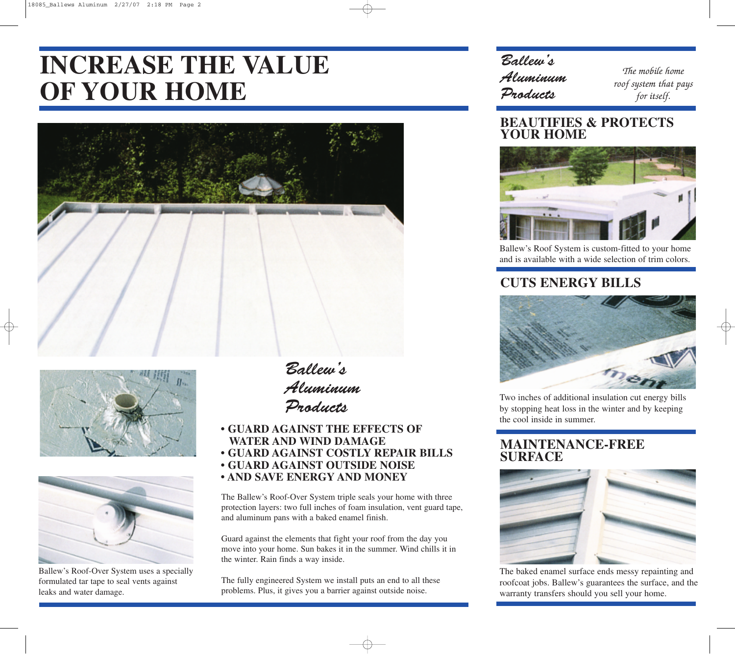# INCREASE THE VALUE OF YOUR HOME

Ballew's Roof-Over System uses a specially formulated tar tape to seal vents against leaks and water damage.

*Ballew's Aluminum Products*

- **GUARD AGAINST THE EFFECTS OF WATER AND WIND DAMAGE**
- **GUARD AGAINST COSTLY REPAIR BILLS**
- **GUARD AGAINST OUTSIDE NOISE**
- **AND SAVE ENERGY AND MONEY**

The Ballew's Roof-Over System triple seals your home with three protection layers: two full inches of foam insulation, vent guard tape, and aluminum pans with a baked enamel finish.

Guard against the elements that fight your roof from the day you move into your home. Sun bakes it in the summer. Wind chills it in the winter. Rain finds a way inside.

The fully engineered System we install puts an end to all these problems. Plus, it gives you a barrier against outside noise.

*Ballew's Aluminum Products*

*The mobile home roof system that pays for itself.*

## BEAUTIFIES & PROTECTS YOUR HOME

Ballew's Roof System is custom-fitted to your home and is available with a wide selection of trim colors.

## CUTS ENERGY BILLS

Two inches of additional insulation cut energy bills by stopping heat loss in the winter and by keeping the cool inside in summer.

## MAINTENANCE-FREE SURFACE

The baked enamel surface ends messy repainting and roofcoat jobs. Ballew's guarantees the surface, and the warranty transfers should you sell your home.